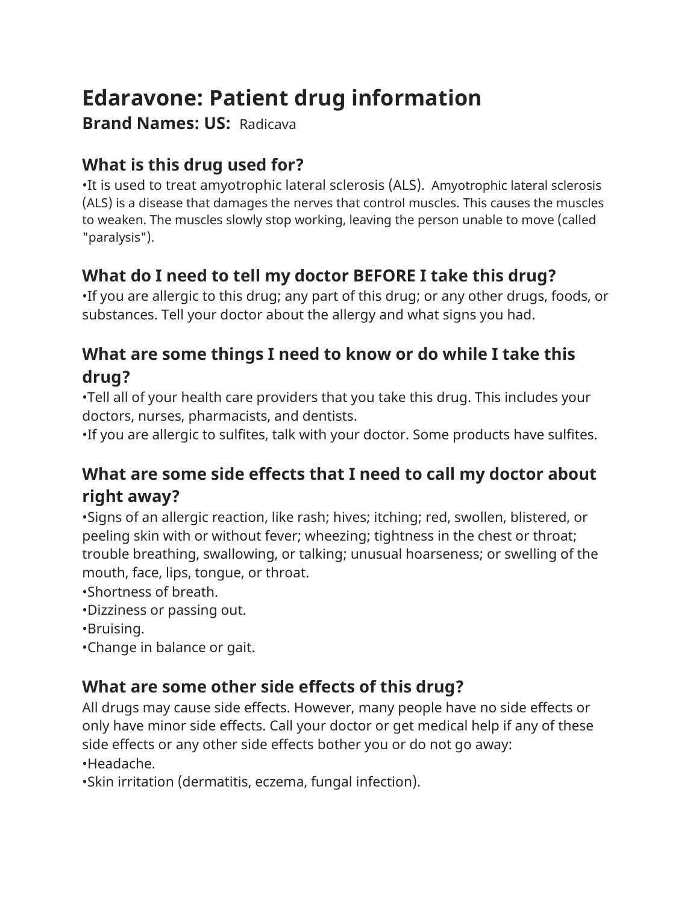# Edaravone: Patient drug information

**Brand Names: US:** Radicava

## What is this drug used for?

•It is used to treat amyotrophic lateral sclerosis (ALS). Amyotrophic lateral sclerosis (ALS) is a disease that damages the nerves that control muscles. This causes the muscles to weaken. The muscles slowly stop working, leaving the person unable to move (called "paralysis").

## What do I need to tell my doctor BEFORE I take this drug?

•If you are allergic to this drug; any part of this drug; or any other drugs, foods, or substances. Tell your doctor about the allergy and what signs you had.

## What are some things I need to know or do while I take this drug?

•Tell all of your health care providers that you take this drug. This includes your doctors, nurses, pharmacists, and dentists.
•If you are allergic to sulfites, talk with your doctor. Some products have sulfites.

## What are some side effects that I need to call my doctor about right away?

•Signs of an allergic reaction, like rash; hives; itching; red, swollen, blistered, or peeling skin with or without fever; wheezing; tightness in the chest or throat; trouble breathing, swallowing, or talking; unusual hoarseness; or swelling of the mouth, face, lips, tongue, or throat.
•Shortness of breath.
•Dizziness or passing out.
•Bruising.
•Change in balance or gait.

## What are some other side effects of this drug?

All drugs may cause side effects. However, many people have no side effects or only have minor side effects. Call your doctor or get medical help if any of these side effects or any other side effects bother you or do not go away:
•Headache.
•Skin irritation (dermatitis, eczema, fungal infection).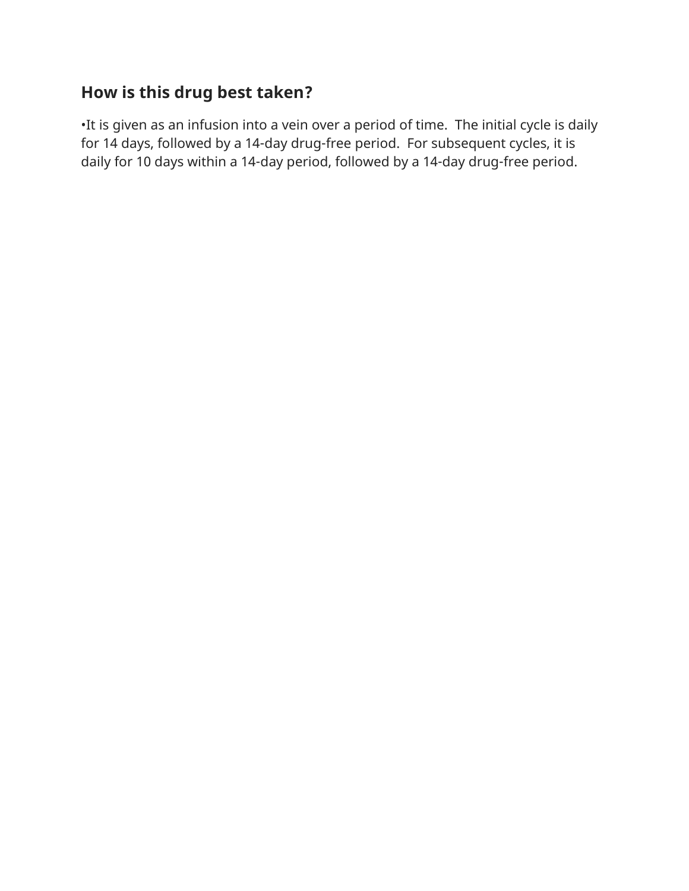## How is this drug best taken?

•It is given as an infusion into a vein over a period of time.  The initial cycle is daily for 14 days, followed by a 14-day drug-free period.  For subsequent cycles, it is daily for 10 days within a 14-day period, followed by a 14-day drug-free period.